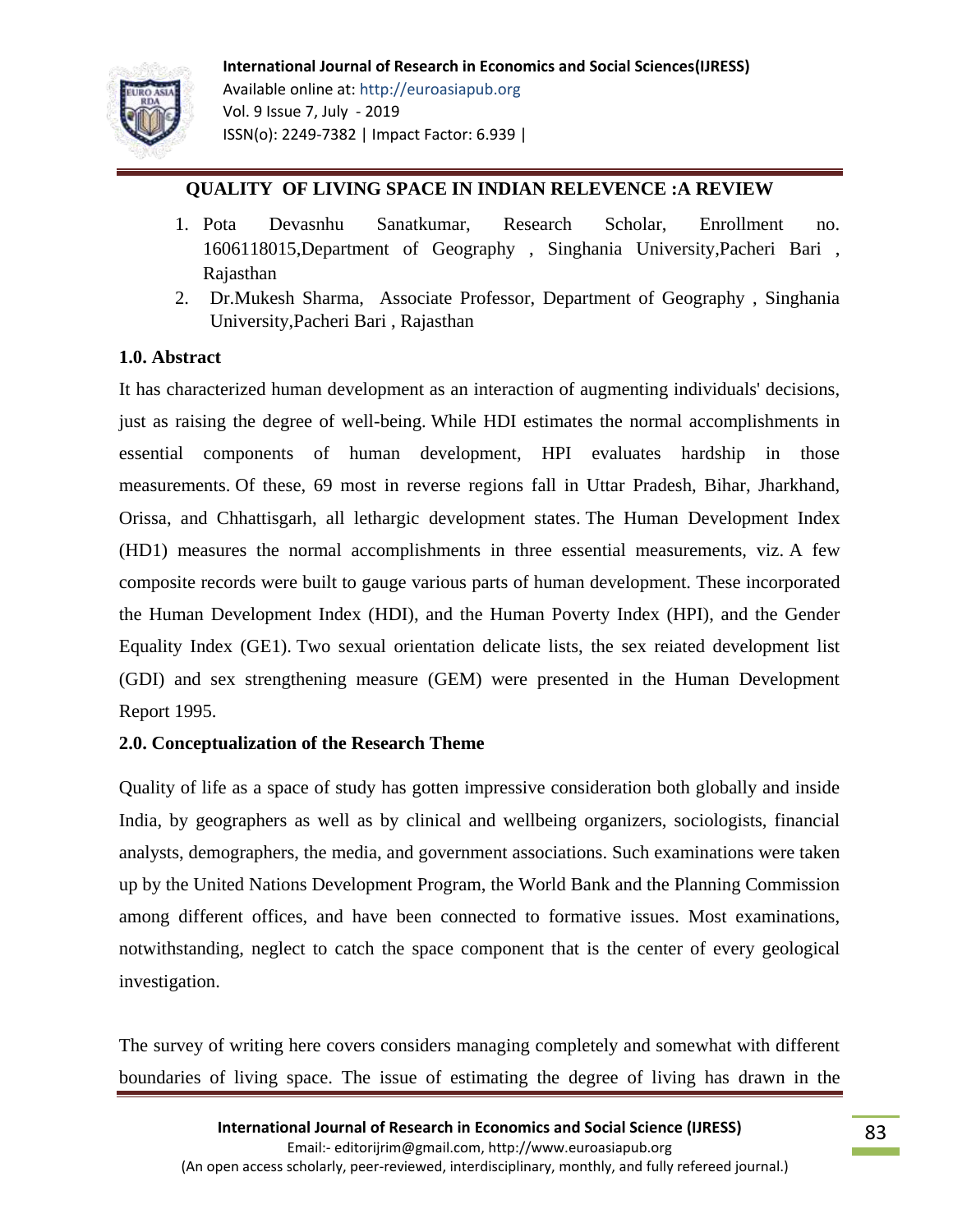# QUALITY OF LIVING SPACE IN INDIAN RELEVENCE :A REVIEW

1. Pota Devasnhu Sanatkumar, Research Scholar, Enrollment no. 1606118015,Department of Geography , Singhania University,Pacheri Bari , Rajasthan
2. Dr.Mukesh Sharma, Associate Professor, Department of Geography , Singhania University,Pacheri Bari , Rajasthan

## 1.0. Abstract

It has characterized human development as an interaction of augmenting individuals' decisions, just as raising the degree of well-being. While HDI estimates the normal accomplishments in essential components of human development, HPI evaluates hardship in those measurements. Of these, 69 most in reverse regions fall in Uttar Pradesh, Bihar, Jharkhand, Orissa, and Chhattisgarh, all lethargic development states. The Human Development Index (HD1) measures the normal accomplishments in three essential measurements, viz. A few composite records were built to gauge various parts of human development. These incorporated the Human Development Index (HDI), and the Human Poverty Index (HPI), and the Gender Equality Index (GE1). Two sexual orientation delicate lists, the sex reiated development list (GDI) and sex strengthening measure (GEM) were presented in the Human Development Report 1995.

## 2.0. Conceptualization of the Research Theme

Quality of life as a space of study has gotten impressive consideration both globally and inside India, by geographers as well as by clinical and wellbeing organizers, sociologists, financial analysts, demographers, the media, and government associations. Such examinations were taken up by the United Nations Development Program, the World Bank and the Planning Commission among different offices, and have been connected to formative issues. Most examinations, notwithstanding, neglect to catch the space component that is the center of every geological investigation.

The survey of writing here covers considers managing completely and somewhat with different boundaries of living space. The issue of estimating the degree of living has drawn in the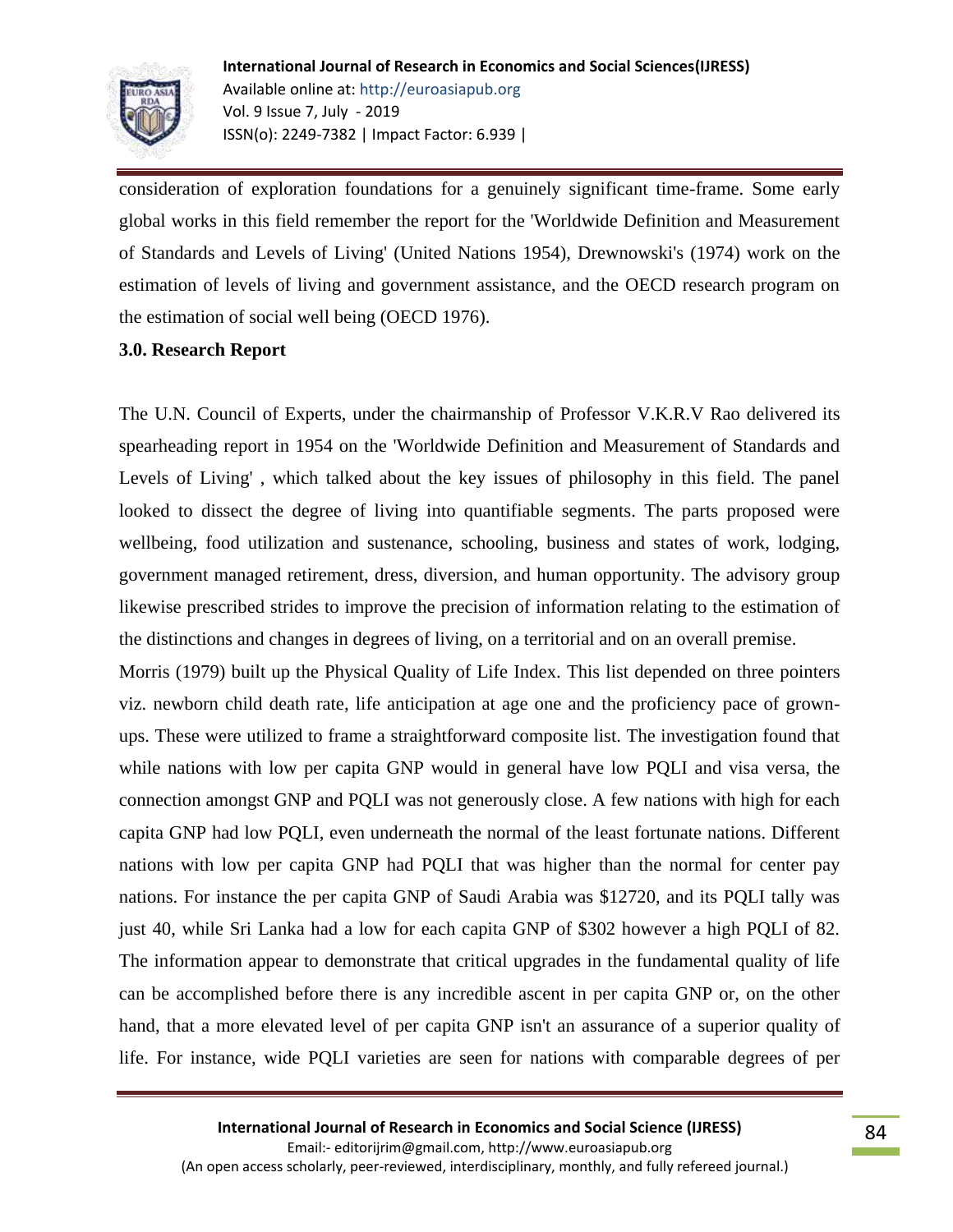consideration of exploration foundations for a genuinely significant time-frame. Some early global works in this field remember the report for the 'Worldwide Definition and Measurement of Standards and Levels of Living' (United Nations 1954), Drewnowski's (1974) work on the estimation of levels of living and government assistance, and the OECD research program on the estimation of social well being (OECD 1976).

### 3.0. Research Report

The U.N. Council of Experts, under the chairmanship of Professor V.K.R.V Rao delivered its spearheading report in 1954 on the 'Worldwide Definition and Measurement of Standards and Levels of Living' , which talked about the key issues of philosophy in this field. The panel looked to dissect the degree of living into quantifiable segments. The parts proposed were wellbeing, food utilization and sustenance, schooling, business and states of work, lodging, government managed retirement, dress, diversion, and human opportunity. The advisory group likewise prescribed strides to improve the precision of information relating to the estimation of the distinctions and changes in degrees of living, on a territorial and on an overall premise.

Morris (1979) built up the Physical Quality of Life Index. This list depended on three pointers viz. newborn child death rate, life anticipation at age one and the proficiency pace of grown-ups. These were utilized to frame a straightforward composite list. The investigation found that while nations with low per capita GNP would in general have low PQLI and visa versa, the connection amongst GNP and PQLI was not generously close. A few nations with high for each capita GNP had low PQLI, even underneath the normal of the least fortunate nations. Different nations with low per capita GNP had PQLI that was higher than the normal for center pay nations. For instance the per capita GNP of Saudi Arabia was $12720, and its PQLI tally was just 40, while Sri Lanka had a low for each capita GNP of $302 however a high PQLI of 82. The information appear to demonstrate that critical upgrades in the fundamental quality of life can be accomplished before there is any incredible ascent in per capita GNP or, on the other hand, that a more elevated level of per capita GNP isn't an assurance of a superior quality of life. For instance, wide PQLI varieties are seen for nations with comparable degrees of per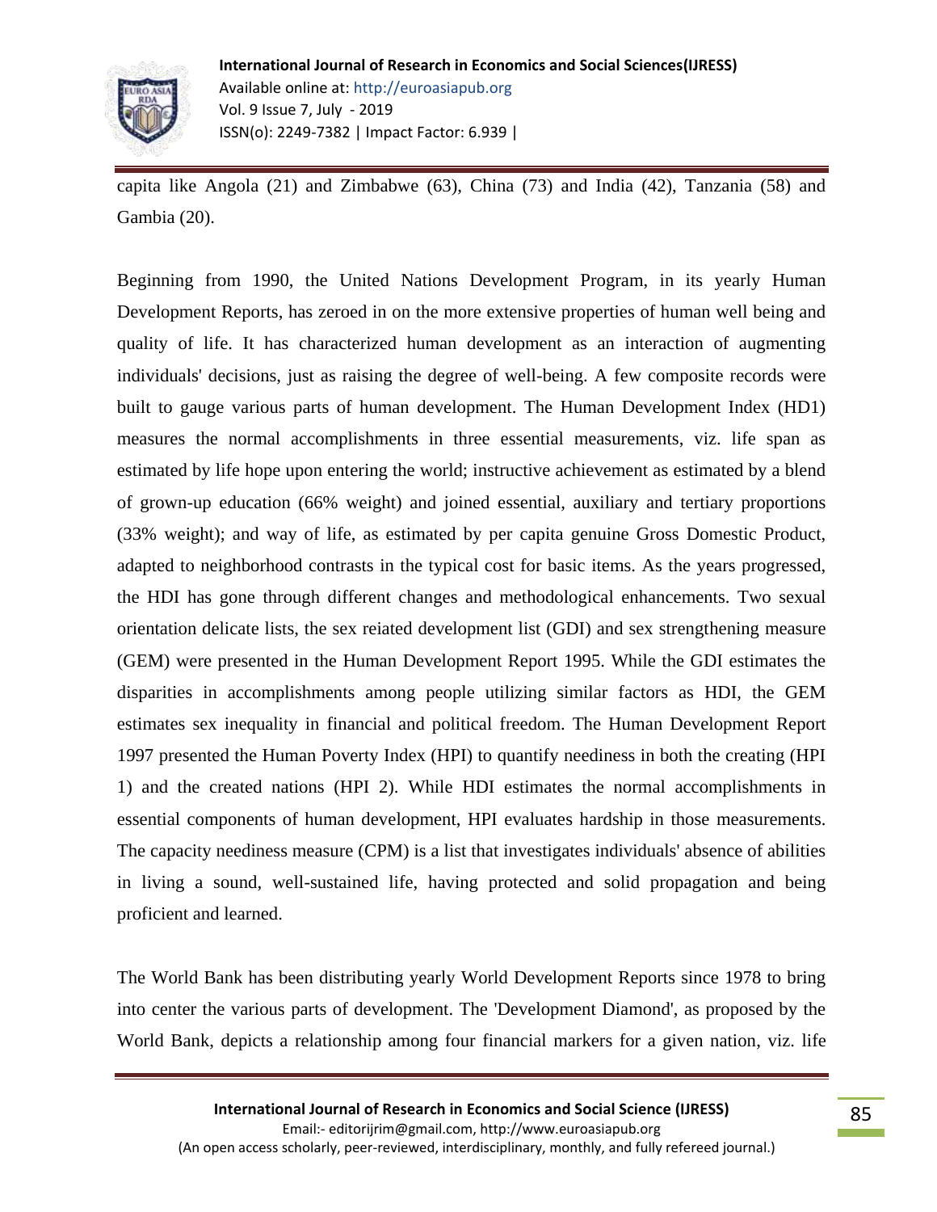capita like Angola (21) and Zimbabwe (63), China (73) and India (42), Tanzania (58) and Gambia (20).

Beginning from 1990, the United Nations Development Program, in its yearly Human Development Reports, has zeroed in on the more extensive properties of human well being and quality of life. It has characterized human development as an interaction of augmenting individuals' decisions, just as raising the degree of well-being. A few composite records were built to gauge various parts of human development. The Human Development Index (HD1) measures the normal accomplishments in three essential measurements, viz. life span as estimated by life hope upon entering the world; instructive achievement as estimated by a blend of grown-up education (66% weight) and joined essential, auxiliary and tertiary proportions (33% weight); and way of life, as estimated by per capita genuine Gross Domestic Product, adapted to neighborhood contrasts in the typical cost for basic items. As the years progressed, the HDI has gone through different changes and methodological enhancements. Two sexual orientation delicate lists, the sex reiated development list (GDI) and sex strengthening measure (GEM) were presented in the Human Development Report 1995. While the GDI estimates the disparities in accomplishments among people utilizing similar factors as HDI, the GEM estimates sex inequality in financial and political freedom. The Human Development Report 1997 presented the Human Poverty Index (HPI) to quantify neediness in both the creating (HPI 1) and the created nations (HPI 2). While HDI estimates the normal accomplishments in essential components of human development, HPI evaluates hardship in those measurements. The capacity neediness measure (CPM) is a list that investigates individuals' absence of abilities in living a sound, well-sustained life, having protected and solid propagation and being proficient and learned.

The World Bank has been distributing yearly World Development Reports since 1978 to bring into center the various parts of development. The 'Development Diamond', as proposed by the World Bank, depicts a relationship among four financial markers for a given nation, viz. life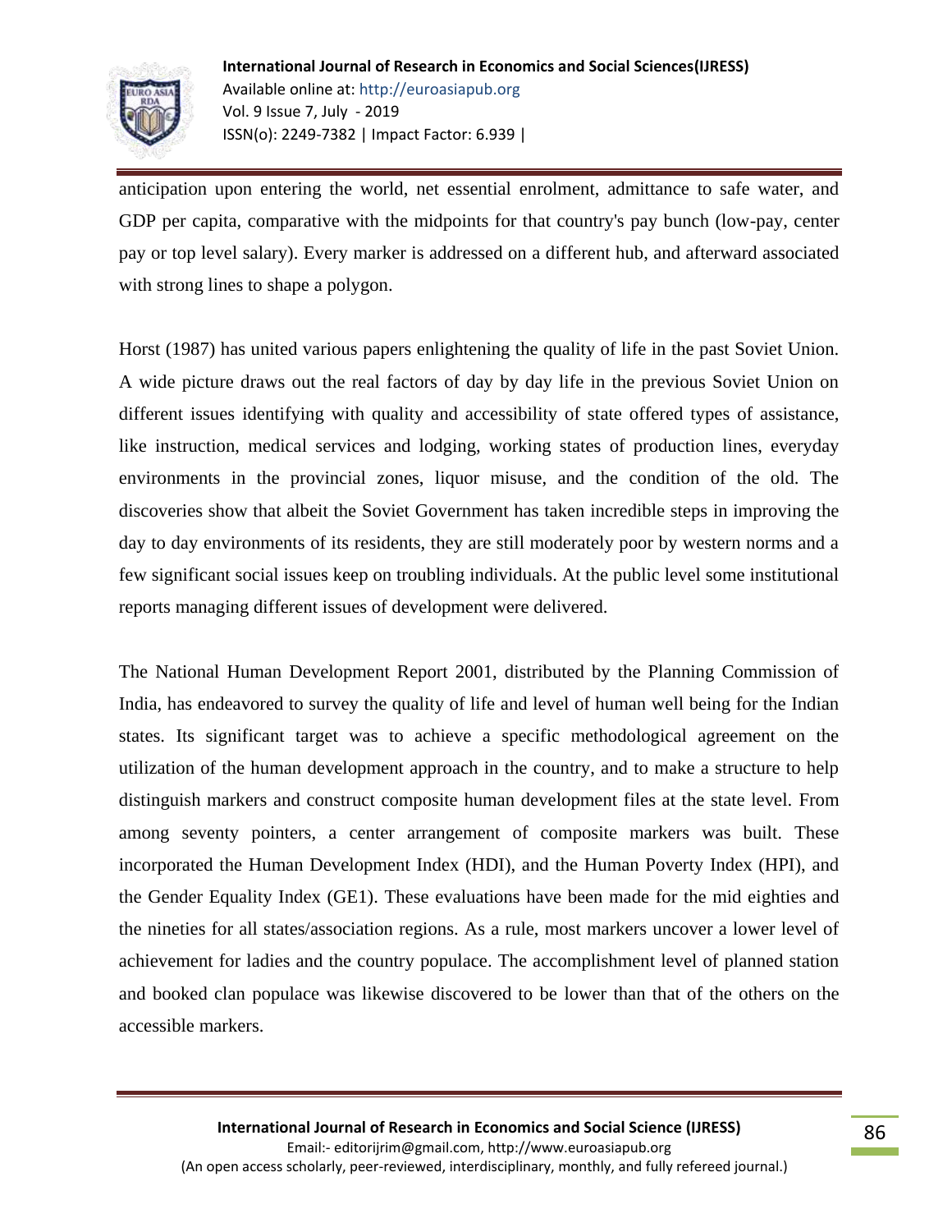anticipation upon entering the world, net essential enrolment, admittance to safe water, and GDP per capita, comparative with the midpoints for that country's pay bunch (low-pay, center pay or top level salary). Every marker is addressed on a different hub, and afterward associated with strong lines to shape a polygon.

Horst (1987) has united various papers enlightening the quality of life in the past Soviet Union. A wide picture draws out the real factors of day by day life in the previous Soviet Union on different issues identifying with quality and accessibility of state offered types of assistance, like instruction, medical services and lodging, working states of production lines, everyday environments in the provincial zones, liquor misuse, and the condition of the old. The discoveries show that albeit the Soviet Government has taken incredible steps in improving the day to day environments of its residents, they are still moderately poor by western norms and a few significant social issues keep on troubling individuals. At the public level some institutional reports managing different issues of development were delivered.

The National Human Development Report 2001, distributed by the Planning Commission of India, has endeavored to survey the quality of life and level of human well being for the Indian states. Its significant target was to achieve a specific methodological agreement on the utilization of the human development approach in the country, and to make a structure to help distinguish markers and construct composite human development files at the state level. From among seventy pointers, a center arrangement of composite markers was built. These incorporated the Human Development Index (HDI), and the Human Poverty Index (HPI), and the Gender Equality Index (GE1). These evaluations have been made for the mid eighties and the nineties for all states/association regions. As a rule, most markers uncover a lower level of achievement for ladies and the country populace. The accomplishment level of planned station and booked clan populace was likewise discovered to be lower than that of the others on the accessible markers.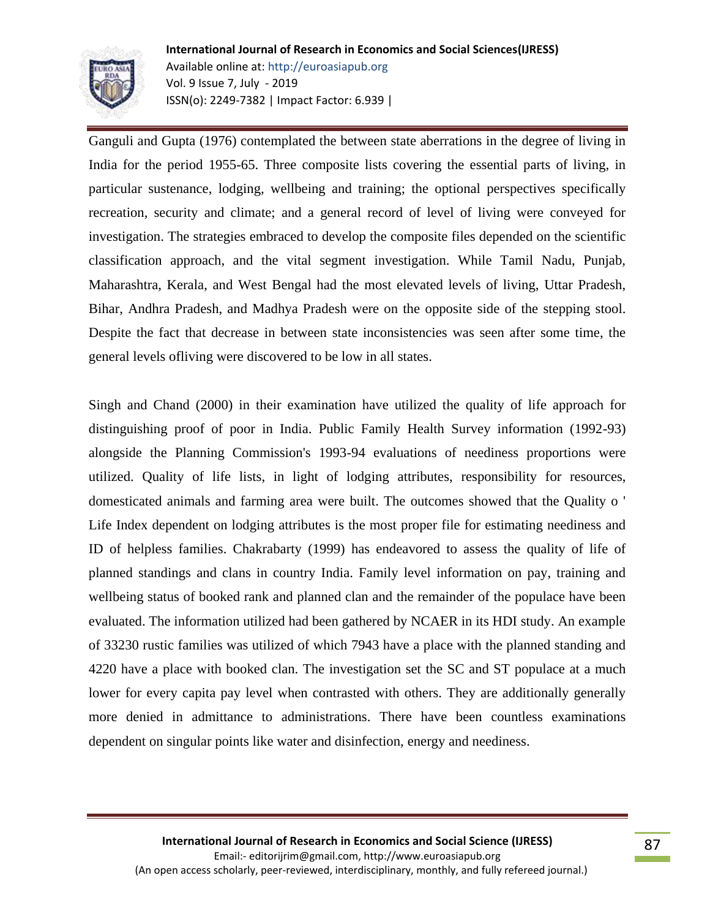Ganguli and Gupta (1976) contemplated the between state aberrations in the degree of living in India for the period 1955-65. Three composite lists covering the essential parts of living, in particular sustenance, lodging, wellbeing and training; the optional perspectives specifically recreation, security and climate; and a general record of level of living were conveyed for investigation. The strategies embraced to develop the composite files depended on the scientific classification approach, and the vital segment investigation. While Tamil Nadu, Punjab, Maharashtra, Kerala, and West Bengal had the most elevated levels of living, Uttar Pradesh, Bihar, Andhra Pradesh, and Madhya Pradesh were on the opposite side of the stepping stool. Despite the fact that decrease in between state inconsistencies was seen after some time, the general levels ofliving were discovered to be low in all states.

Singh and Chand (2000) in their examination have utilized the quality of life approach for distinguishing proof of poor in India. Public Family Health Survey information (1992-93) alongside the Planning Commission's 1993-94 evaluations of neediness proportions were utilized. Quality of life lists, in light of lodging attributes, responsibility for resources, domesticated animals and farming area were built. The outcomes showed that the Quality o ' Life Index dependent on lodging attributes is the most proper file for estimating neediness and ID of helpless families. Chakrabarty (1999) has endeavored to assess the quality of life of planned standings and clans in country India. Family level information on pay, training and wellbeing status of booked rank and planned clan and the remainder of the populace have been evaluated. The information utilized had been gathered by NCAER in its HDI study. An example of 33230 rustic families was utilized of which 7943 have a place with the planned standing and 4220 have a place with booked clan. The investigation set the SC and ST populace at a much lower for every capita pay level when contrasted with others. They are additionally generally more denied in admittance to administrations. There have been countless examinations dependent on singular points like water and disinfection, energy and neediness.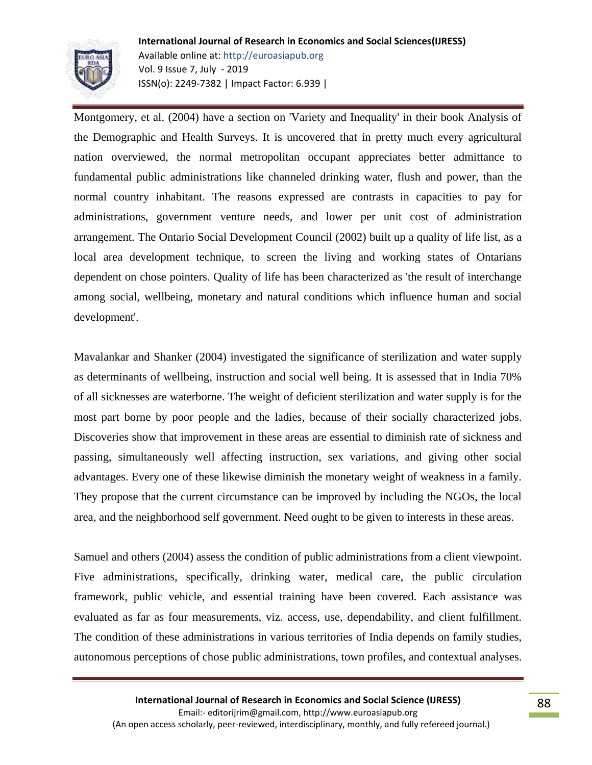Montgomery, et al. (2004) have a section on 'Variety and Inequality' in their book Analysis of the Demographic and Health Surveys. It is uncovered that in pretty much every agricultural nation overviewed, the normal metropolitan occupant appreciates better admittance to fundamental public administrations like channeled drinking water, flush and power, than the normal country inhabitant. The reasons expressed are contrasts in capacities to pay for administrations, government venture needs, and lower per unit cost of administration arrangement. The Ontario Social Development Council (2002) built up a quality of life list, as a local area development technique, to screen the living and working states of Ontarians dependent on chose pointers. Quality of life has been characterized as 'the result of interchange among social, wellbeing, monetary and natural conditions which influence human and social development'.

Mavalankar and Shanker (2004) investigated the significance of sterilization and water supply as determinants of wellbeing, instruction and social well being. It is assessed that in India 70% of all sicknesses are waterborne. The weight of deficient sterilization and water supply is for the most part borne by poor people and the ladies, because of their socially characterized jobs. Discoveries show that improvement in these areas are essential to diminish rate of sickness and passing, simultaneously well affecting instruction, sex variations, and giving other social advantages. Every one of these likewise diminish the monetary weight of weakness in a family. They propose that the current circumstance can be improved by including the NGOs, the local area, and the neighborhood self government. Need ought to be given to interests in these areas.

Samuel and others (2004) assess the condition of public administrations from a client viewpoint. Five administrations, specifically, drinking water, medical care, the public circulation framework, public vehicle, and essential training have been covered. Each assistance was evaluated as far as four measurements, viz. access, use, dependability, and client fulfillment. The condition of these administrations in various territories of India depends on family studies, autonomous perceptions of chose public administrations, town profiles, and contextual analyses.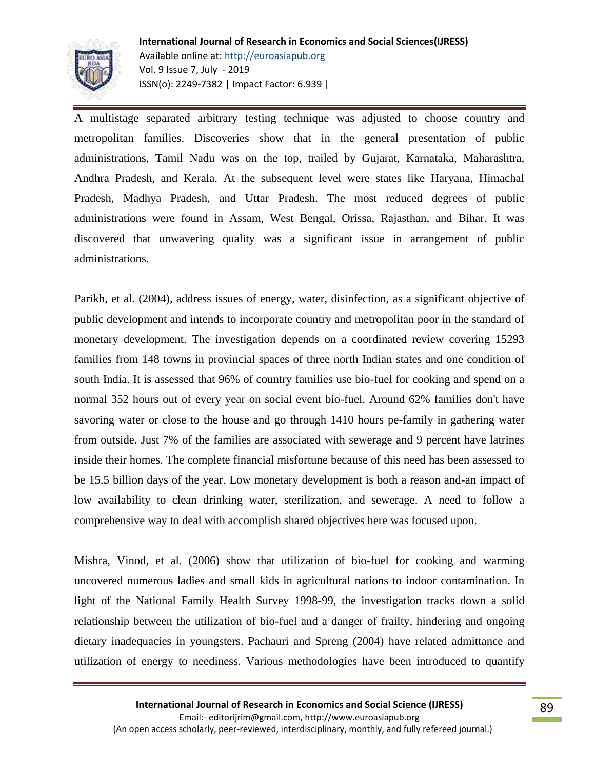A multistage separated arbitrary testing technique was adjusted to choose country and metropolitan families. Discoveries show that in the general presentation of public administrations, Tamil Nadu was on the top, trailed by Gujarat, Karnataka, Maharashtra, Andhra Pradesh, and Kerala. At the subsequent level were states like Haryana, Himachal Pradesh, Madhya Pradesh, and Uttar Pradesh. The most reduced degrees of public administrations were found in Assam, West Bengal, Orissa, Rajasthan, and Bihar. It was discovered that unwavering quality was a significant issue in arrangement of public administrations.

Parikh, et al. (2004), address issues of energy, water, disinfection, as a significant objective of public development and intends to incorporate country and metropolitan poor in the standard of monetary development. The investigation depends on a coordinated review covering 15293 families from 148 towns in provincial spaces of three north Indian states and one condition of south India. It is assessed that 96% of country families use bio-fuel for cooking and spend on a normal 352 hours out of every year on social event bio-fuel. Around 62% families don't have savoring water or close to the house and go through 1410 hours pe-family in gathering water from outside. Just 7% of the families are associated with sewerage and 9 percent have latrines inside their homes. The complete financial misfortune because of this need has been assessed to be 15.5 billion days of the year. Low monetary development is both a reason and-an impact of low availability to clean drinking water, sterilization, and sewerage. A need to follow a comprehensive way to deal with accomplish shared objectives here was focused upon.

Mishra, Vinod, et al. (2006) show that utilization of bio-fuel for cooking and warming uncovered numerous ladies and small kids in agricultural nations to indoor contamination. In light of the National Family Health Survey 1998-99, the investigation tracks down a solid relationship between the utilization of bio-fuel and a danger of frailty, hindering and ongoing dietary inadequacies in youngsters. Pachauri and Spreng (2004) have related admittance and utilization of energy to neediness. Various methodologies have been introduced to quantify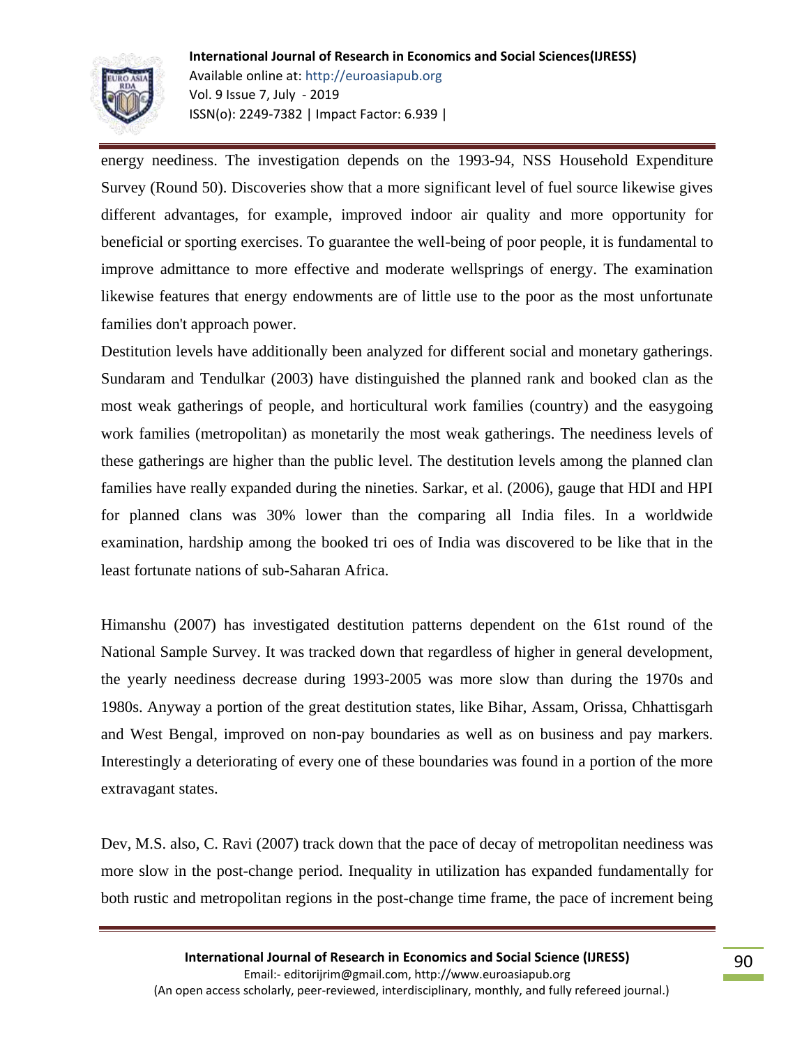energy neediness. The investigation depends on the 1993-94, NSS Household Expenditure Survey (Round 50). Discoveries show that a more significant level of fuel source likewise gives different advantages, for example, improved indoor air quality and more opportunity for beneficial or sporting exercises. To guarantee the well-being of poor people, it is fundamental to improve admittance to more effective and moderate wellsprings of energy. The examination likewise features that energy endowments are of little use to the poor as the most unfortunate families don't approach power.

Destitution levels have additionally been analyzed for different social and monetary gatherings. Sundaram and Tendulkar (2003) have distinguished the planned rank and booked clan as the most weak gatherings of people, and horticultural work families (country) and the easygoing work families (metropolitan) as monetarily the most weak gatherings. The neediness levels of these gatherings are higher than the public level. The destitution levels among the planned clan families have really expanded during the nineties. Sarkar, et al. (2006), gauge that HDI and HPI for planned clans was 30% lower than the comparing all India files. In a worldwide examination, hardship among the booked tri oes of India was discovered to be like that in the least fortunate nations of sub-Saharan Africa.

Himanshu (2007) has investigated destitution patterns dependent on the 61st round of the National Sample Survey. It was tracked down that regardless of higher in general development, the yearly neediness decrease during 1993-2005 was more slow than during the 1970s and 1980s. Anyway a portion of the great destitution states, like Bihar, Assam, Orissa, Chhattisgarh and West Bengal, improved on non-pay boundaries as well as on business and pay markers. Interestingly a deteriorating of every one of these boundaries was found in a portion of the more extravagant states.

Dev, M.S. also, C. Ravi (2007) track down that the pace of decay of metropolitan neediness was more slow in the post-change period. Inequality in utilization has expanded fundamentally for both rustic and metropolitan regions in the post-change time frame, the pace of increment being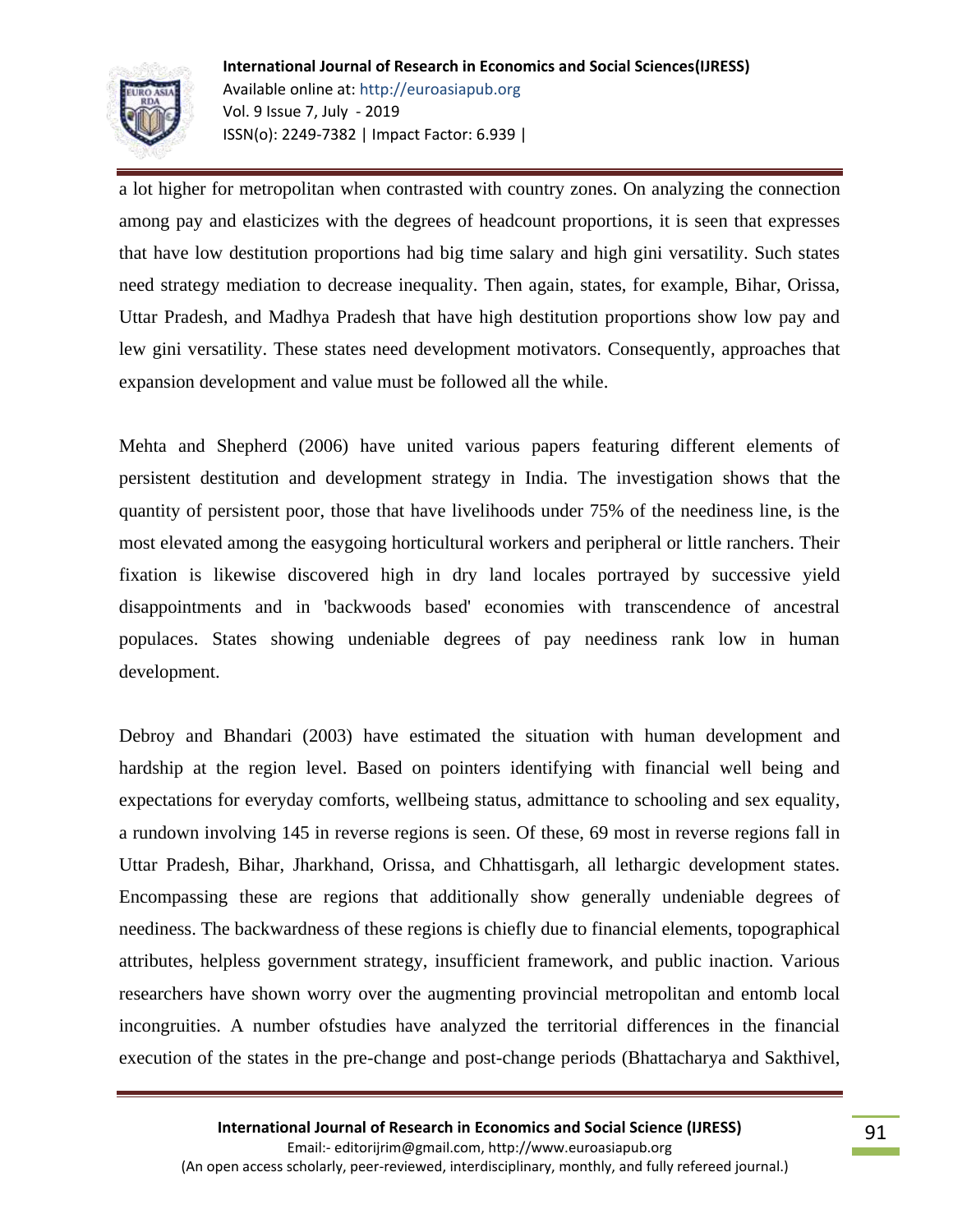a lot higher for metropolitan when contrasted with country zones. On analyzing the connection among pay and elasticizes with the degrees of headcount proportions, it is seen that expresses that have low destitution proportions had big time salary and high gini versatility. Such states need strategy mediation to decrease inequality. Then again, states, for example, Bihar, Orissa, Uttar Pradesh, and Madhya Pradesh that have high destitution proportions show low pay and lew gini versatility. These states need development motivators. Consequently, approaches that expansion development and value must be followed all the while.

Mehta and Shepherd (2006) have united various papers featuring different elements of persistent destitution and development strategy in India. The investigation shows that the quantity of persistent poor, those that have livelihoods under 75% of the neediness line, is the most elevated among the easygoing horticultural workers and peripheral or little ranchers. Their fixation is likewise discovered high in dry land locales portrayed by successive yield disappointments and in 'backwoods based' economies with transcendence of ancestral populaces. States showing undeniable degrees of pay neediness rank low in human development.

Debroy and Bhandari (2003) have estimated the situation with human development and hardship at the region level. Based on pointers identifying with financial well being and expectations for everyday comforts, wellbeing status, admittance to schooling and sex equality, a rundown involving 145 in reverse regions is seen. Of these, 69 most in reverse regions fall in Uttar Pradesh, Bihar, Jharkhand, Orissa, and Chhattisgarh, all lethargic development states. Encompassing these are regions that additionally show generally undeniable degrees of neediness. The backwardness of these regions is chiefly due to financial elements, topographical attributes, helpless government strategy, insufficient framework, and public inaction. Various researchers have shown worry over the augmenting provincial metropolitan and entomb local incongruities. A number ofstudies have analyzed the territorial differences in the financial execution of the states in the pre-change and post-change periods (Bhattacharya and Sakthivel,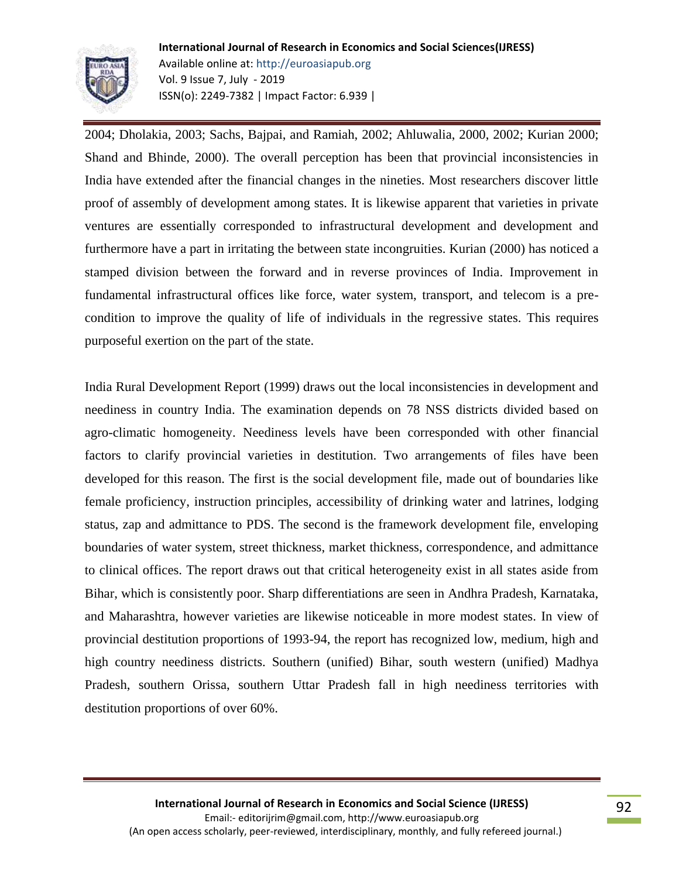2004; Dholakia, 2003; Sachs, Bajpai, and Ramiah, 2002; Ahluwalia, 2000, 2002; Kurian 2000; Shand and Bhinde, 2000). The overall perception has been that provincial inconsistencies in India have extended after the financial changes in the nineties. Most researchers discover little proof of assembly of development among states. It is likewise apparent that varieties in private ventures are essentially corresponded to infrastructural development and development and furthermore have a part in irritating the between state incongruities. Kurian (2000) has noticed a stamped division between the forward and in reverse provinces of India. Improvement in fundamental infrastructural offices like force, water system, transport, and telecom is a pre-condition to improve the quality of life of individuals in the regressive states. This requires purposeful exertion on the part of the state.

India Rural Development Report (1999) draws out the local inconsistencies in development and neediness in country India. The examination depends on 78 NSS districts divided based on agro-climatic homogeneity. Neediness levels have been corresponded with other financial factors to clarify provincial varieties in destitution. Two arrangements of files have been developed for this reason. The first is the social development file, made out of boundaries like female proficiency, instruction principles, accessibility of drinking water and latrines, lodging status, zap and admittance to PDS. The second is the framework development file, enveloping boundaries of water system, street thickness, market thickness, correspondence, and admittance to clinical offices. The report draws out that critical heterogeneity exist in all states aside from Bihar, which is consistently poor. Sharp differentiations are seen in Andhra Pradesh, Karnataka, and Maharashtra, however varieties are likewise noticeable in more modest states. In view of provincial destitution proportions of 1993-94, the report has recognized low, medium, high and high country neediness districts. Southern (unified) Bihar, south western (unified) Madhya Pradesh, southern Orissa, southern Uttar Pradesh fall in high neediness territories with destitution proportions of over 60%.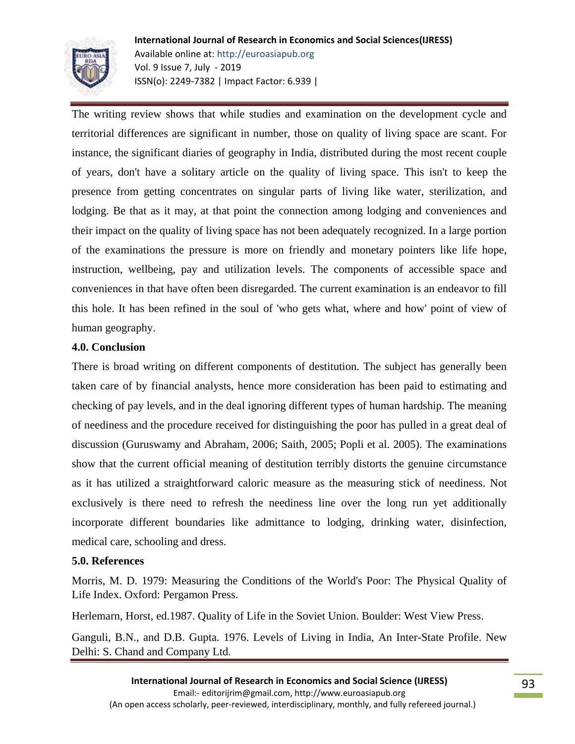The writing review shows that while studies and examination on the development cycle and territorial differences are significant in number, those on quality of living space are scant. For instance, the significant diaries of geography in India, distributed during the most recent couple of years, don't have a solitary article on the quality of living space. This isn't to keep the presence from getting concentrates on singular parts of living like water, sterilization, and lodging. Be that as it may, at that point the connection among lodging and conveniences and their impact on the quality of living space has not been adequately recognized. In a large portion of the examinations the pressure is more on friendly and monetary pointers like life hope, instruction, wellbeing, pay and utilization levels. The components of accessible space and conveniences in that have often been disregarded. The current examination is an endeavor to fill this hole. It has been refined in the soul of 'who gets what, where and how' point of view of human geography.

## 4.0. Conclusion

There is broad writing on different components of destitution. The subject has generally been taken care of by financial analysts, hence more consideration has been paid to estimating and checking of pay levels, and in the deal ignoring different types of human hardship. The meaning of neediness and the procedure received for distinguishing the poor has pulled in a great deal of discussion (Guruswamy and Abraham, 2006; Saith, 2005; Popli et al. 2005). The examinations show that the current official meaning of destitution terribly distorts the genuine circumstance as it has utilized a straightforward caloric measure as the measuring stick of neediness. Not exclusively is there need to refresh the neediness line over the long run yet additionally incorporate different boundaries like admittance to lodging, drinking water, disinfection, medical care, schooling and dress.

## 5.0. References

Morris, M. D. 1979: Measuring the Conditions of the World's Poor: The Physical Quality of Life Index. Oxford: Pergamon Press.

Herlemarn, Horst, ed.1987. Quality of Life in the Soviet Union. Boulder: West View Press.

Ganguli, B.N., and D.B. Gupta. 1976. Levels of Living in India, An Inter-State Profile. New Delhi: S. Chand and Company Ltd.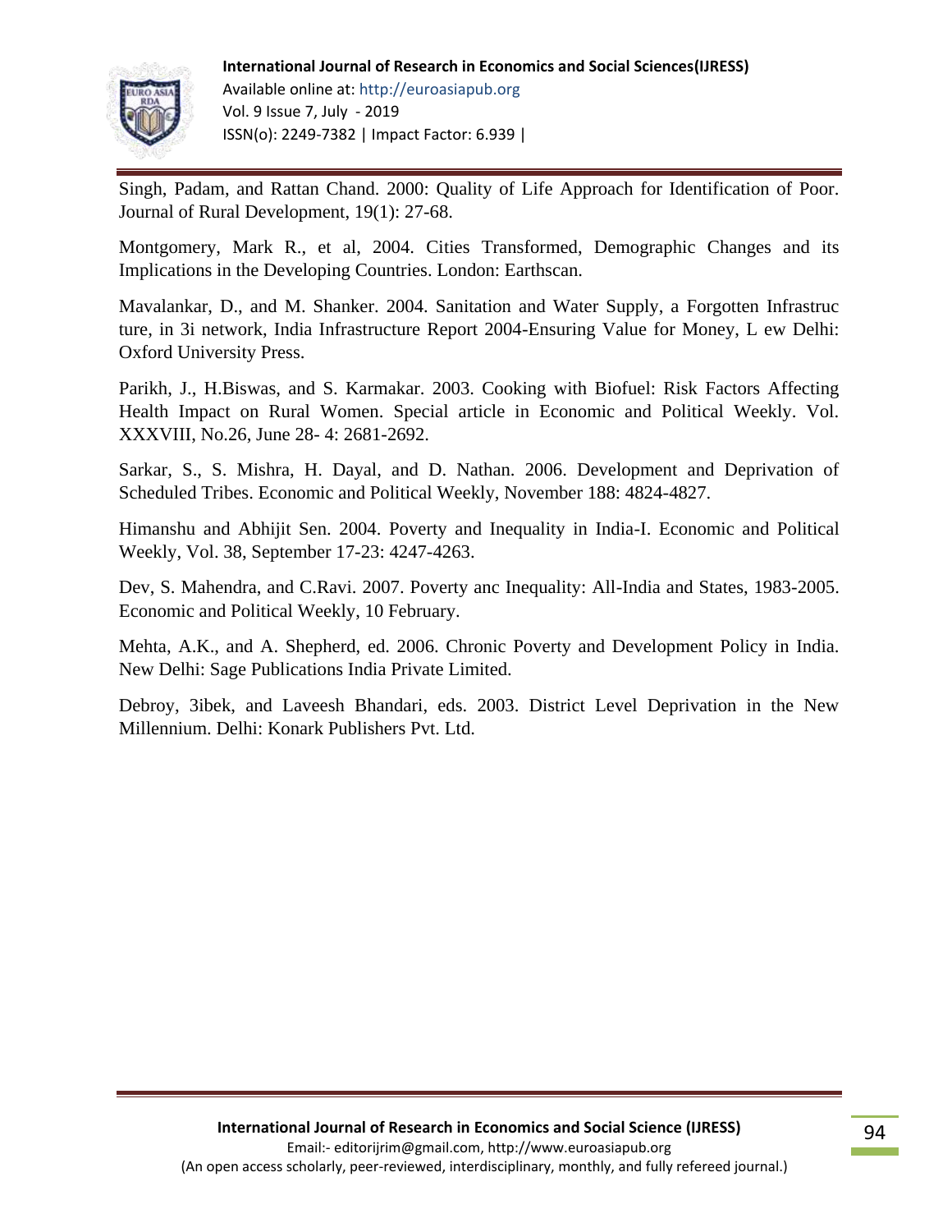Singh, Padam, and Rattan Chand. 2000: Quality of Life Approach for Identification of Poor. Journal of Rural Development, 19(1): 27-68.

Montgomery, Mark R., et al, 2004. Cities Transformed, Demographic Changes and its Implications in the Developing Countries. London: Earthscan.

Mavalankar, D., and M. Shanker. 2004. Sanitation and Water Supply, a Forgotten Infrastruc ture, in 3i network, India Infrastructure Report 2004-Ensuring Value for Money, L ew Delhi: Oxford University Press.

Parikh, J., H.Biswas, and S. Karmakar. 2003. Cooking with Biofuel: Risk Factors Affecting Health Impact on Rural Women. Special article in Economic and Political Weekly. Vol. XXXVIII, No.26, June 28- 4: 2681-2692.

Sarkar, S., S. Mishra, H. Dayal, and D. Nathan. 2006. Development and Deprivation of Scheduled Tribes. Economic and Political Weekly, November 188: 4824-4827.

Himanshu and Abhijit Sen. 2004. Poverty and Inequality in India-I. Economic and Political Weekly, Vol. 38, September 17-23: 4247-4263.

Dev, S. Mahendra, and C.Ravi. 2007. Poverty anc Inequality: All-India and States, 1983-2005. Economic and Political Weekly, 10 February.

Mehta, A.K., and A. Shepherd, ed. 2006. Chronic Poverty and Development Policy in India. New Delhi: Sage Publications India Private Limited.

Debroy, 3ibek, and Laveesh Bhandari, eds. 2003. District Level Deprivation in the New Millennium. Delhi: Konark Publishers Pvt. Ltd.